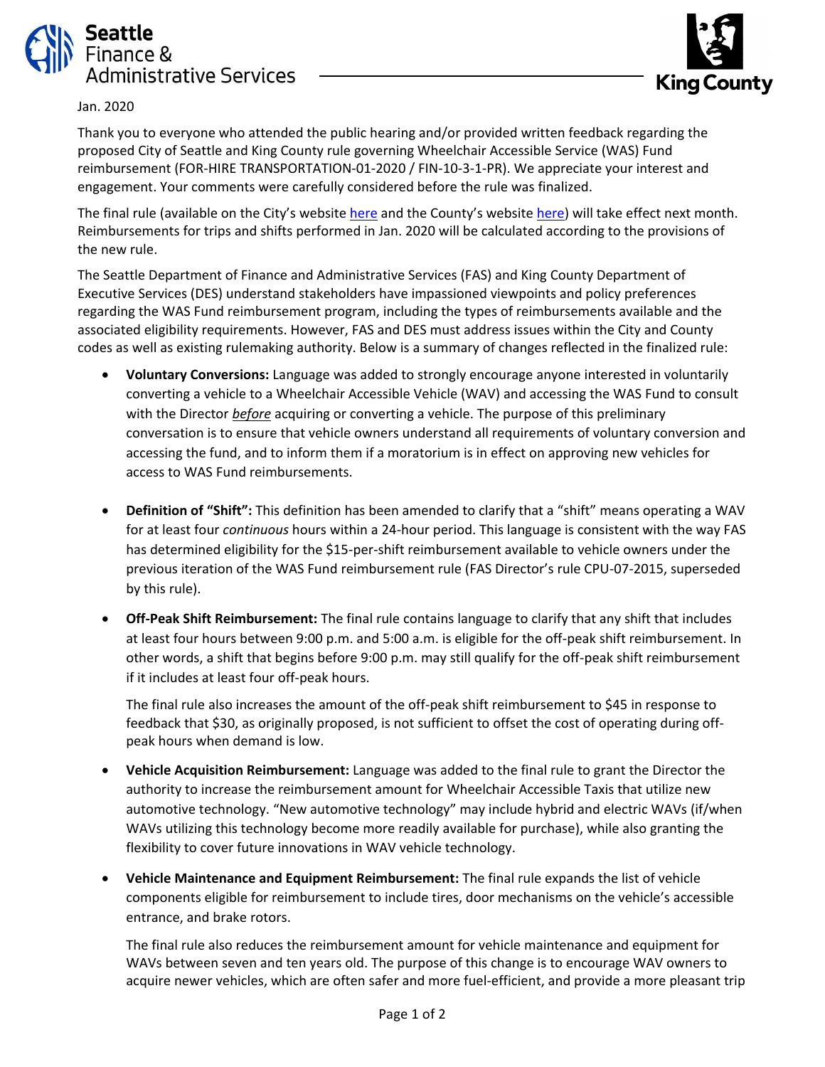Seattle Finance & Administrative Services

King County

Jan. 2020

Thank you to everyone who attended the public hearing and/or provided written feedback regarding the proposed City of Seattle and King County rule governing Wheelchair Accessible Service (WAS) Fund reimbursement (FOR-HIRE TRANSPORTATION-01-2020 / FIN-10-3-1-PR). We appreciate your interest and engagement. Your comments were carefully considered before the rule was finalized.

The final rule (available on the City's website here and the County's website here) will take effect next month. Reimbursements for trips and shifts performed in Jan. 2020 will be calculated according to the provisions of the new rule.

The Seattle Department of Finance and Administrative Services (FAS) and King County Department of Executive Services (DES) understand stakeholders have impassioned viewpoints and policy preferences regarding the WAS Fund reimbursement program, including the types of reimbursements available and the associated eligibility requirements. However, FAS and DES must address issues within the City and County codes as well as existing rulemaking authority. Below is a summary of changes reflected in the finalized rule:

- **Voluntary Conversions:** Language was added to strongly encourage anyone interested in voluntarily converting a vehicle to a Wheelchair Accessible Vehicle (WAV) and accessing the WAS Fund to consult with the Director ***before*** acquiring or converting a vehicle. The purpose of this preliminary conversation is to ensure that vehicle owners understand all requirements of voluntary conversion and accessing the fund, and to inform them if a moratorium is in effect on approving new vehicles for access to WAS Fund reimbursements.

- **Definition of "Shift":** This definition has been amended to clarify that a "shift" means operating a WAV for at least four *continuous* hours within a 24-hour period. This language is consistent with the way FAS has determined eligibility for the $15-per-shift reimbursement available to vehicle owners under the previous iteration of the WAS Fund reimbursement rule (FAS Director's rule CPU-07-2015, superseded by this rule).

- **Off-Peak Shift Reimbursement:** The final rule contains language to clarify that any shift that includes at least four hours between 9:00 p.m. and 5:00 a.m. is eligible for the off-peak shift reimbursement. In other words, a shift that begins before 9:00 p.m. may still qualify for the off-peak shift reimbursement if it includes at least four off-peak hours.

  The final rule also increases the amount of the off-peak shift reimbursement to $45 in response to feedback that $30, as originally proposed, is not sufficient to offset the cost of operating during off-peak hours when demand is low.

- **Vehicle Acquisition Reimbursement:** Language was added to the final rule to grant the Director the authority to increase the reimbursement amount for Wheelchair Accessible Taxis that utilize new automotive technology. "New automotive technology" may include hybrid and electric WAVs (if/when WAVs utilizing this technology become more readily available for purchase), while also granting the flexibility to cover future innovations in WAV vehicle technology.

- **Vehicle Maintenance and Equipment Reimbursement:** The final rule expands the list of vehicle components eligible for reimbursement to include tires, door mechanisms on the vehicle's accessible entrance, and brake rotors.

  The final rule also reduces the reimbursement amount for vehicle maintenance and equipment for WAVs between seven and ten years old. The purpose of this change is to encourage WAV owners to acquire newer vehicles, which are often safer and more fuel-efficient, and provide a more pleasant trip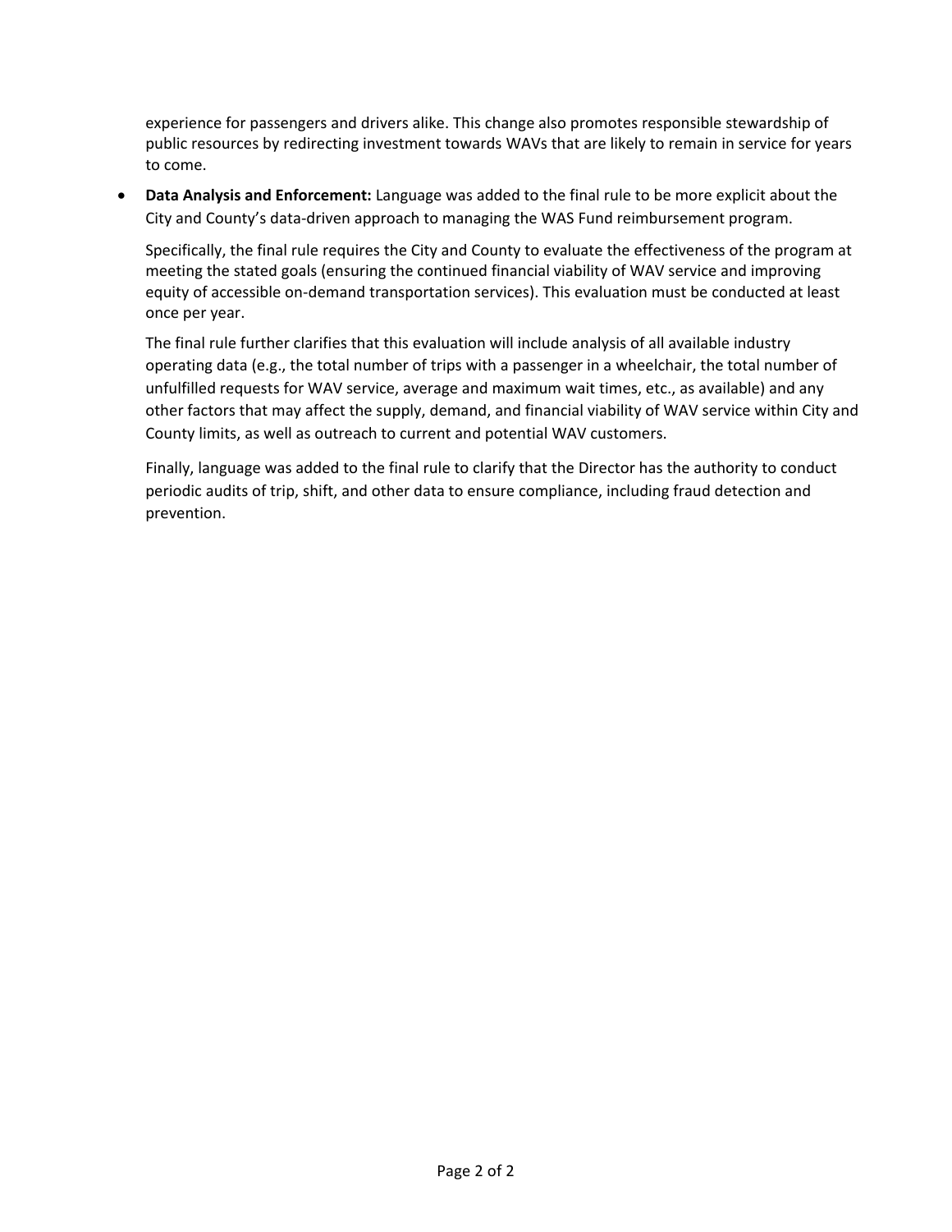experience for passengers and drivers alike. This change also promotes responsible stewardship of public resources by redirecting investment towards WAVs that are likely to remain in service for years to come.

- **Data Analysis and Enforcement:** Language was added to the final rule to be more explicit about the City and County's data-driven approach to managing the WAS Fund reimbursement program.

  Specifically, the final rule requires the City and County to evaluate the effectiveness of the program at meeting the stated goals (ensuring the continued financial viability of WAV service and improving equity of accessible on-demand transportation services). This evaluation must be conducted at least once per year.

  The final rule further clarifies that this evaluation will include analysis of all available industry operating data (e.g., the total number of trips with a passenger in a wheelchair, the total number of unfulfilled requests for WAV service, average and maximum wait times, etc., as available) and any other factors that may affect the supply, demand, and financial viability of WAV service within City and County limits, as well as outreach to current and potential WAV customers.

  Finally, language was added to the final rule to clarify that the Director has the authority to conduct periodic audits of trip, shift, and other data to ensure compliance, including fraud detection and prevention.